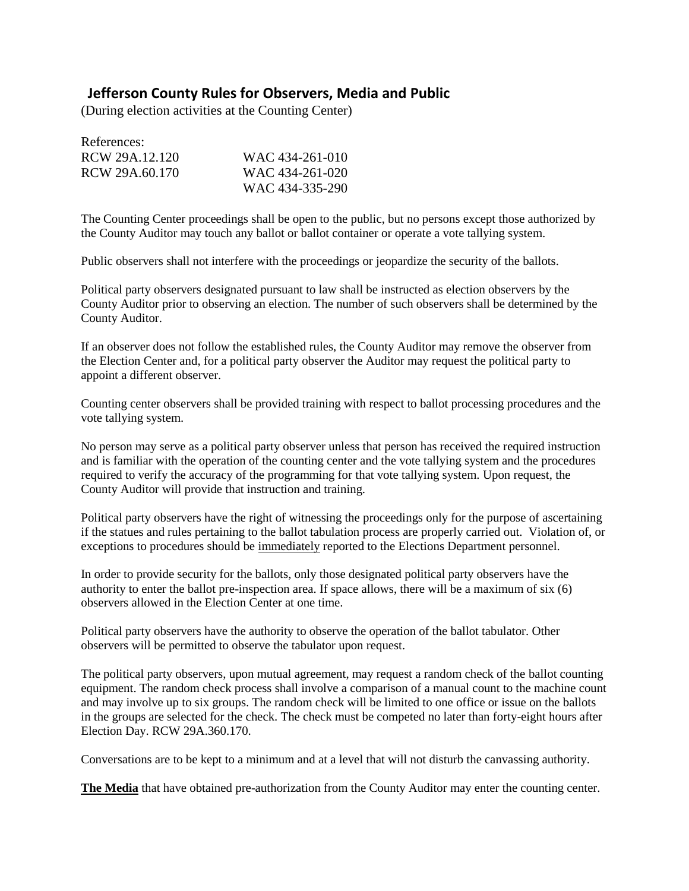## Jefferson County Rules for Observers, Media and Public

(During election activities at the Counting Center)

References:

| | |
|---|---|
| RCW 29A.12.120 | WAC 434-261-010 |
| RCW 29A.60.170 | WAC 434-261-020 |
| | WAC 434-335-290 |

The Counting Center proceedings shall be open to the public, but no persons except those authorized by the County Auditor may touch any ballot or ballot container or operate a vote tallying system.

Public observers shall not interfere with the proceedings or jeopardize the security of the ballots.

Political party observers designated pursuant to law shall be instructed as election observers by the County Auditor prior to observing an election. The number of such observers shall be determined by the County Auditor.

If an observer does not follow the established rules, the County Auditor may remove the observer from the Election Center and, for a political party observer the Auditor may request the political party to appoint a different observer.

Counting center observers shall be provided training with respect to ballot processing procedures and the vote tallying system.

No person may serve as a political party observer unless that person has received the required instruction and is familiar with the operation of the counting center and the vote tallying system and the procedures required to verify the accuracy of the programming for that vote tallying system. Upon request, the County Auditor will provide that instruction and training.

Political party observers have the right of witnessing the proceedings only for the purpose of ascertaining if the statues and rules pertaining to the ballot tabulation process are properly carried out. Violation of, or exceptions to procedures should be <u>immediately</u> reported to the Elections Department personnel.

In order to provide security for the ballots, only those designated political party observers have the authority to enter the ballot pre-inspection area. If space allows, there will be a maximum of six (6) observers allowed in the Election Center at one time.

Political party observers have the authority to observe the operation of the ballot tabulator. Other observers will be permitted to observe the tabulator upon request.

The political party observers, upon mutual agreement, may request a random check of the ballot counting equipment. The random check process shall involve a comparison of a manual count to the machine count and may involve up to six groups. The random check will be limited to one office or issue on the ballots in the groups are selected for the check. The check must be competed no later than forty-eight hours after Election Day. RCW 29A.360.170.

Conversations are to be kept to a minimum and at a level that will not disturb the canvassing authority.

**<u>The Media</u>** that have obtained pre-authorization from the County Auditor may enter the counting center.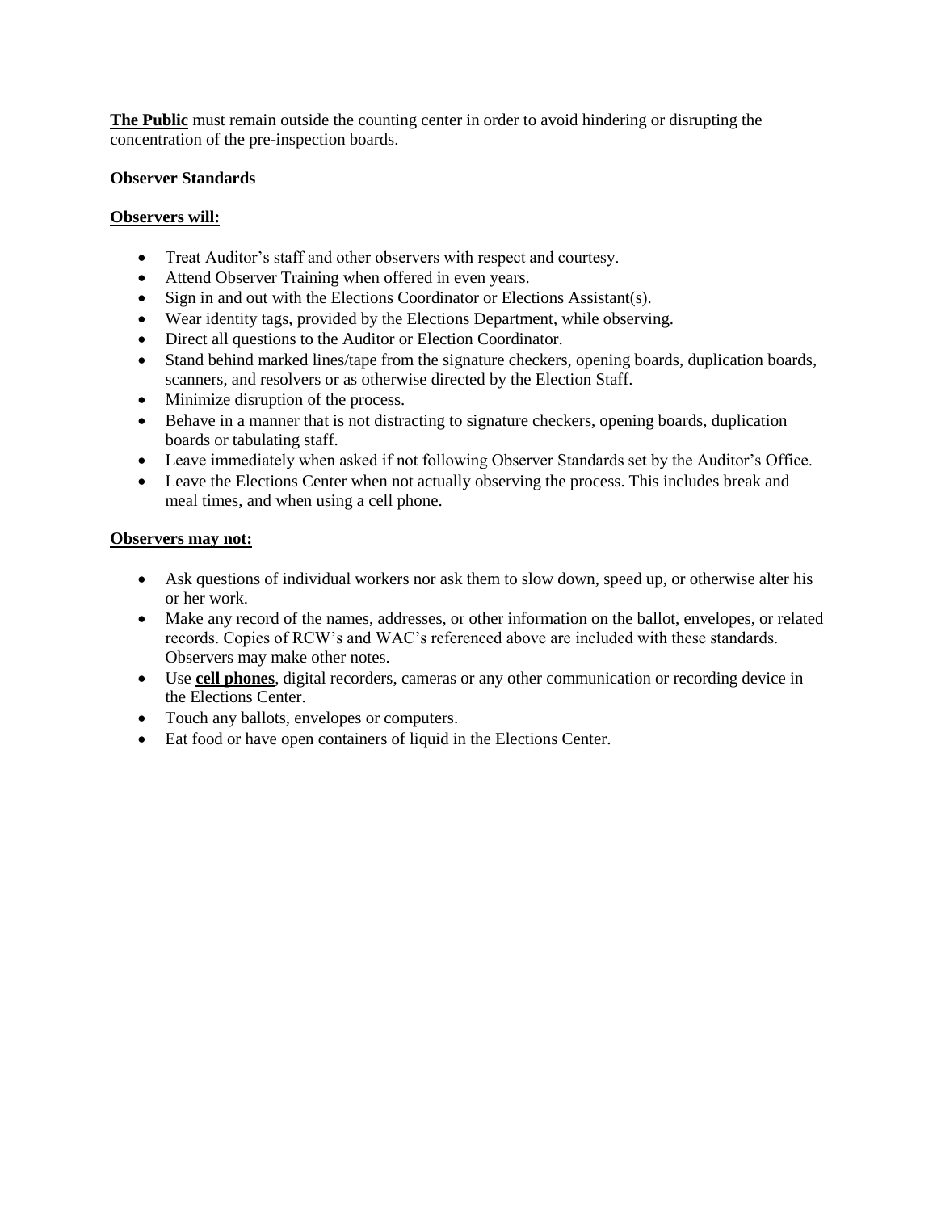**<u>The Public</u>** must remain outside the counting center in order to avoid hindering or disrupting the concentration of the pre-inspection boards.

**Observer Standards**

**<u>Observers will:</u>**

- Treat Auditor's staff and other observers with respect and courtesy.
- Attend Observer Training when offered in even years.
- Sign in and out with the Elections Coordinator or Elections Assistant(s).
- Wear identity tags, provided by the Elections Department, while observing.
- Direct all questions to the Auditor or Election Coordinator.
- Stand behind marked lines/tape from the signature checkers, opening boards, duplication boards, scanners, and resolvers or as otherwise directed by the Election Staff.
- Minimize disruption of the process.
- Behave in a manner that is not distracting to signature checkers, opening boards, duplication boards or tabulating staff.
- Leave immediately when asked if not following Observer Standards set by the Auditor's Office.
- Leave the Elections Center when not actually observing the process. This includes break and meal times, and when using a cell phone.

**<u>Observers may not:</u>**

- Ask questions of individual workers nor ask them to slow down, speed up, or otherwise alter his or her work.
- Make any record of the names, addresses, or other information on the ballot, envelopes, or related records. Copies of RCW's and WAC's referenced above are included with these standards. Observers may make other notes.
- Use **<u>cell phones</u>**, digital recorders, cameras or any other communication or recording device in the Elections Center.
- Touch any ballots, envelopes or computers.
- Eat food or have open containers of liquid in the Elections Center.